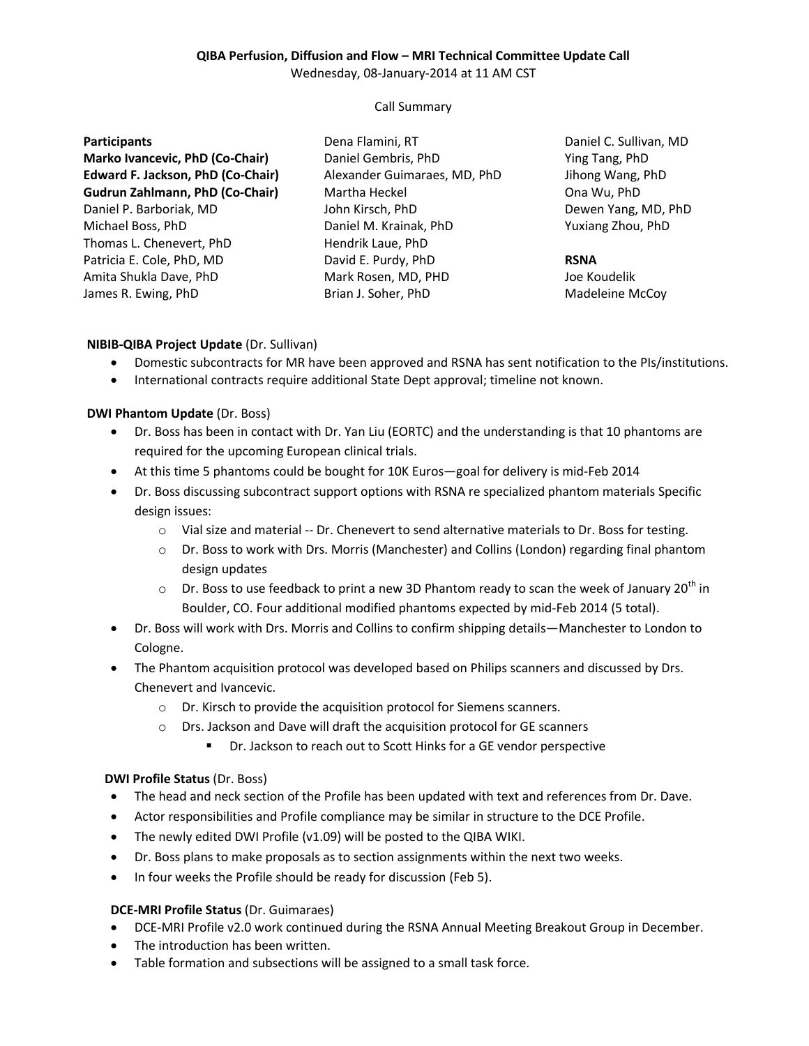**QIBA Perfusion, Diffusion and Flow – MRI Technical Committee Update Call**

Wednesday, 08-January-2014 at 11 AM CST

Call Summary

**Participants**
**Marko Ivancevic, PhD (Co-Chair)**
**Edward F. Jackson, PhD (Co-Chair)**
**Gudrun Zahlmann, PhD (Co-Chair)**
Daniel P. Barboriak, MD
Michael Boss, PhD
Thomas L. Chenevert, PhD
Patricia E. Cole, PhD, MD
Amita Shukla Dave, PhD
James R. Ewing, PhD
Dena Flamini, RT
Daniel Gembris, PhD
Alexander Guimaraes, MD, PhD
Martha Heckel
John Kirsch, PhD
Daniel M. Krainak, PhD
Hendrik Laue, PhD
David E. Purdy, PhD
Mark Rosen, MD, PHD
Brian J. Soher, PhD
Daniel C. Sullivan, MD
Ying Tang, PhD
Jihong Wang, PhD
Ona Wu, PhD
Dewen Yang, MD, PhD
Yuxiang Zhou, PhD

**RSNA**
Joe Koudelik
Madeleine McCoy

**NIBIB-QIBA Project Update** (Dr. Sullivan)

- Domestic subcontracts for MR have been approved and RSNA has sent notification to the PIs/institutions.
- International contracts require additional State Dept approval; timeline not known.

**DWI Phantom Update** (Dr. Boss)

- Dr. Boss has been in contact with Dr. Yan Liu (EORTC) and the understanding is that 10 phantoms are required for the upcoming European clinical trials.
- At this time 5 phantoms could be bought for 10K Euros—goal for delivery is mid-Feb 2014
- Dr. Boss discussing subcontract support options with RSNA re specialized phantom materials Specific design issues:
  - Vial size and material -- Dr. Chenevert to send alternative materials to Dr. Boss for testing.
  - Dr. Boss to work with Drs. Morris (Manchester) and Collins (London) regarding final phantom design updates
  - Dr. Boss to use feedback to print a new 3D Phantom ready to scan the week of January 20th in Boulder, CO. Four additional modified phantoms expected by mid-Feb 2014 (5 total).
- Dr. Boss will work with Drs. Morris and Collins to confirm shipping details—Manchester to London to Cologne.
- The Phantom acquisition protocol was developed based on Philips scanners and discussed by Drs. Chenevert and Ivancevic.
  - Dr. Kirsch to provide the acquisition protocol for Siemens scanners.
  - Drs. Jackson and Dave will draft the acquisition protocol for GE scanners
    - Dr. Jackson to reach out to Scott Hinks for a GE vendor perspective

**DWI Profile Status** (Dr. Boss)

- The head and neck section of the Profile has been updated with text and references from Dr. Dave.
- Actor responsibilities and Profile compliance may be similar in structure to the DCE Profile.
- The newly edited DWI Profile (v1.09) will be posted to the QIBA WIKI.
- Dr. Boss plans to make proposals as to section assignments within the next two weeks.
- In four weeks the Profile should be ready for discussion (Feb 5).

**DCE-MRI Profile Status** (Dr. Guimaraes)

- DCE-MRI Profile v2.0 work continued during the RSNA Annual Meeting Breakout Group in December.
- The introduction has been written.
- Table formation and subsections will be assigned to a small task force.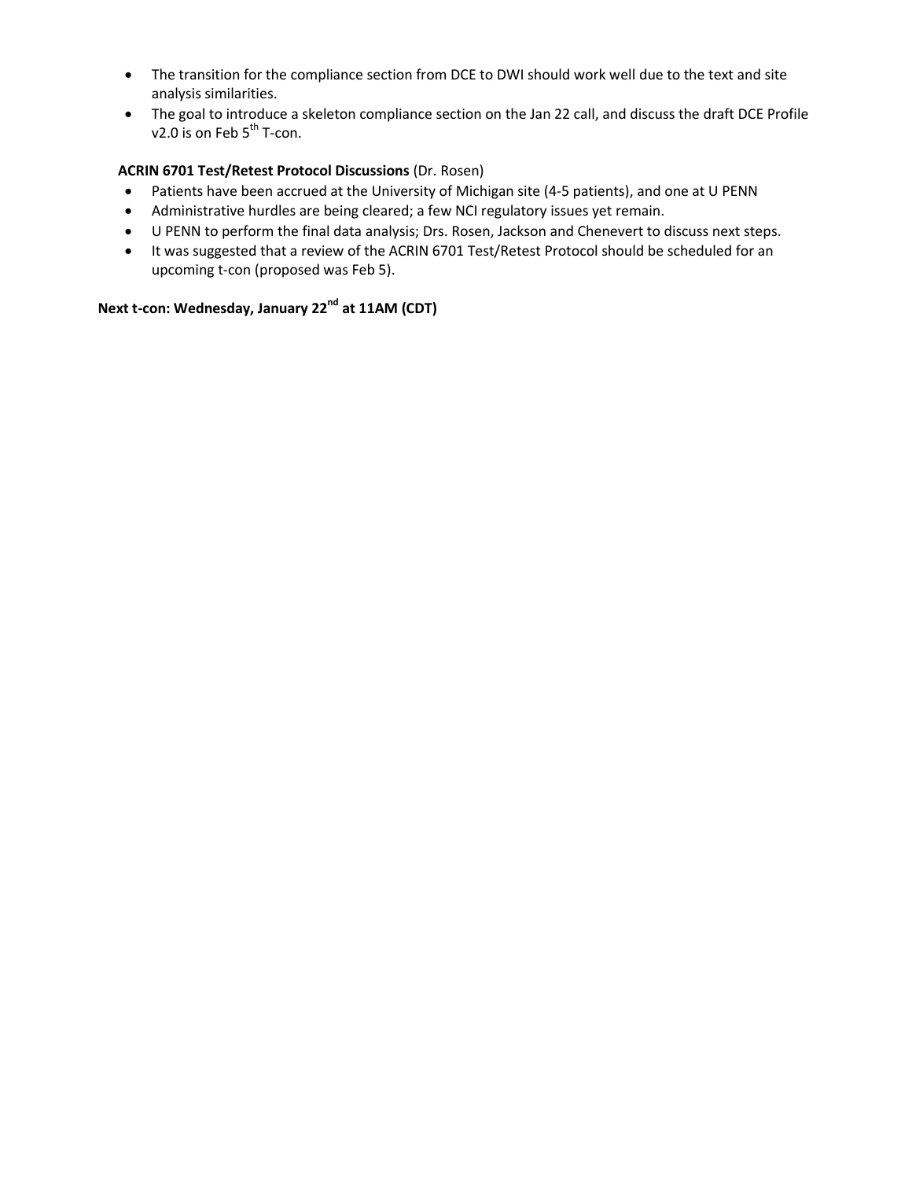- The transition for the compliance section from DCE to DWI should work well due to the text and site analysis similarities.
- The goal to introduce a skeleton compliance section on the Jan 22 call, and discuss the draft DCE Profile v2.0 is on Feb 5th T-con.

**ACRIN 6701 Test/Retest Protocol Discussions** (Dr. Rosen)

- Patients have been accrued at the University of Michigan site (4-5 patients), and one at U PENN
- Administrative hurdles are being cleared; a few NCI regulatory issues yet remain.
- U PENN to perform the final data analysis; Drs. Rosen, Jackson and Chenevert to discuss next steps.
- It was suggested that a review of the ACRIN 6701 Test/Retest Protocol should be scheduled for an upcoming t-con (proposed was Feb 5).

**Next t-con: Wednesday, January 22nd at 11AM (CDT)**